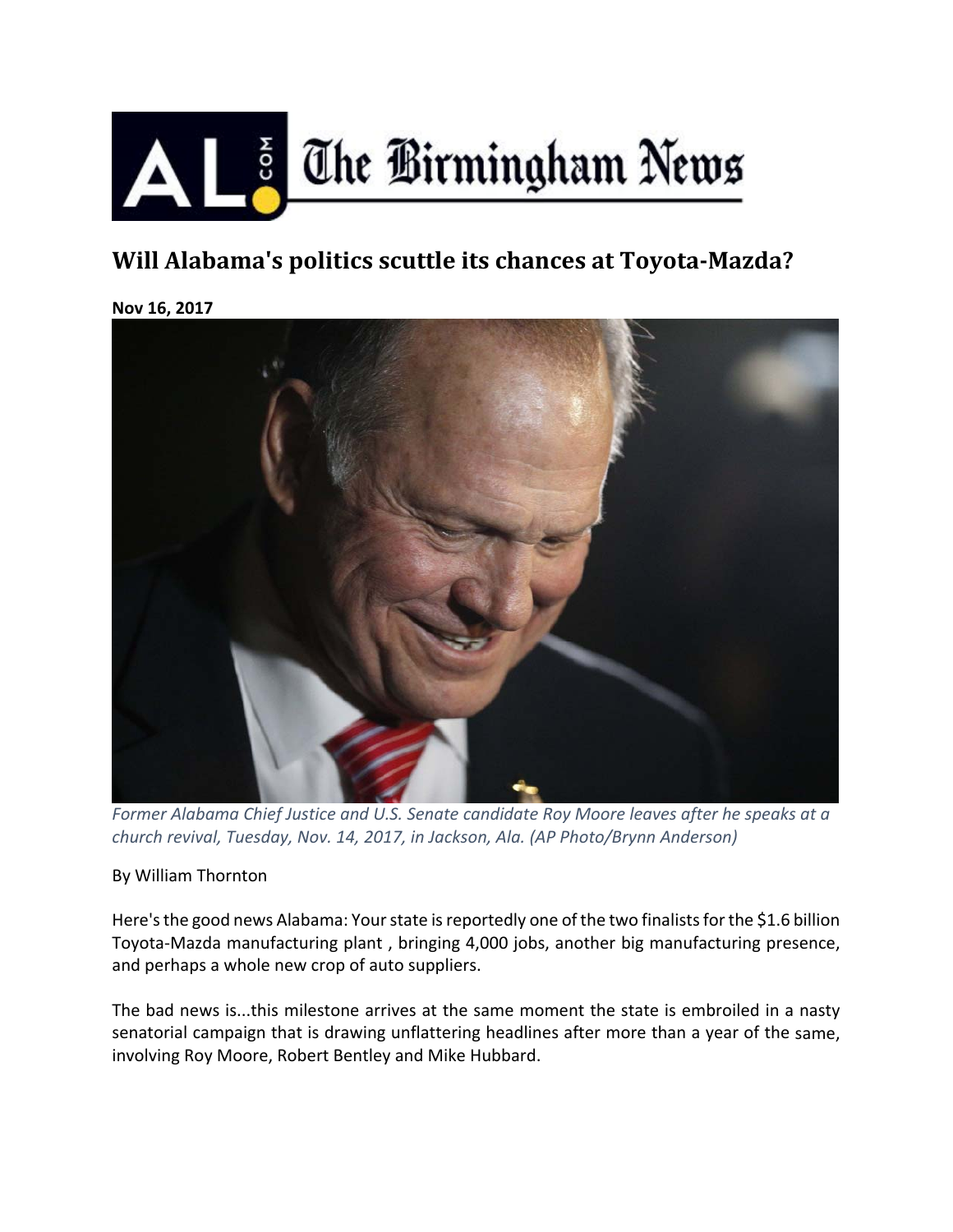# Will Alabama's politics scuttle its chances at Toyota-Mazda?

**Nov 16, 2017**

*Former Alabama Chief Justice and U.S. Senate candidate Roy Moore leaves after he speaks at a church revival, Tuesday, Nov. 14, 2017, in Jackson, Ala. (AP Photo/Brynn Anderson)*

By William Thornton

Here's the good news Alabama: Your state is reportedly one of the two finalists for the $1.6 billion Toyota-Mazda manufacturing plant , bringing 4,000 jobs, another big manufacturing presence, and perhaps a whole new crop of auto suppliers.

The bad news is...this milestone arrives at the same moment the state is embroiled in a nasty senatorial campaign that is drawing unflattering headlines after more than a year of the same, involving Roy Moore, Robert Bentley and Mike Hubbard.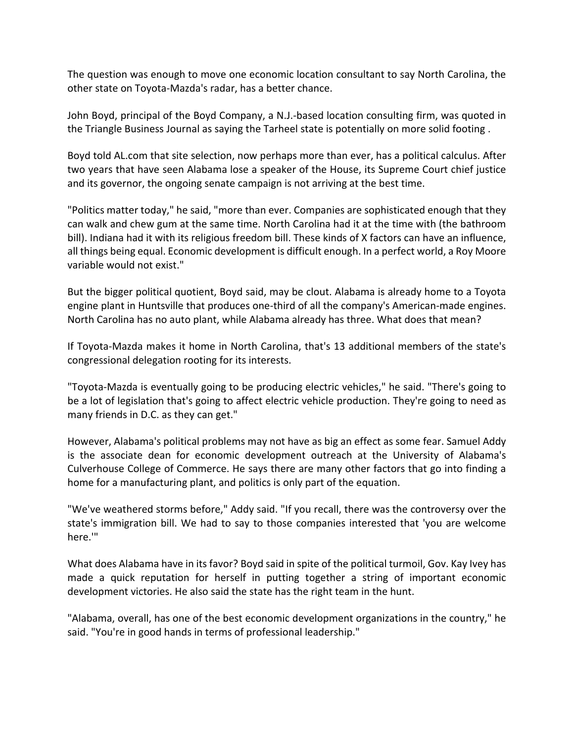The question was enough to move one economic location consultant to say North Carolina, the other state on Toyota-Mazda's radar, has a better chance.

John Boyd, principal of the Boyd Company, a N.J.-based location consulting firm, was quoted in the Triangle Business Journal as saying the Tarheel state is potentially on more solid footing .

Boyd told AL.com that site selection, now perhaps more than ever, has a political calculus. After two years that have seen Alabama lose a speaker of the House, its Supreme Court chief justice and its governor, the ongoing senate campaign is not arriving at the best time.

"Politics matter today," he said, "more than ever. Companies are sophisticated enough that they can walk and chew gum at the same time. North Carolina had it at the time with (the bathroom bill). Indiana had it with its religious freedom bill. These kinds of X factors can have an influence, all things being equal. Economic development is difficult enough. In a perfect world, a Roy Moore variable would not exist."

But the bigger political quotient, Boyd said, may be clout. Alabama is already home to a Toyota engine plant in Huntsville that produces one-third of all the company's American-made engines. North Carolina has no auto plant, while Alabama already has three. What does that mean?

If Toyota-Mazda makes it home in North Carolina, that's 13 additional members of the state's congressional delegation rooting for its interests.

"Toyota-Mazda is eventually going to be producing electric vehicles," he said. "There's going to be a lot of legislation that's going to affect electric vehicle production. They're going to need as many friends in D.C. as they can get."

However, Alabama's political problems may not have as big an effect as some fear. Samuel Addy is the associate dean for economic development outreach at the University of Alabama's Culverhouse College of Commerce. He says there are many other factors that go into finding a home for a manufacturing plant, and politics is only part of the equation.

"We've weathered storms before," Addy said. "If you recall, there was the controversy over the state's immigration bill. We had to say to those companies interested that 'you are welcome here.'"

What does Alabama have in its favor? Boyd said in spite of the political turmoil, Gov. Kay Ivey has made a quick reputation for herself in putting together a string of important economic development victories. He also said the state has the right team in the hunt.

"Alabama, overall, has one of the best economic development organizations in the country," he said. "You're in good hands in terms of professional leadership."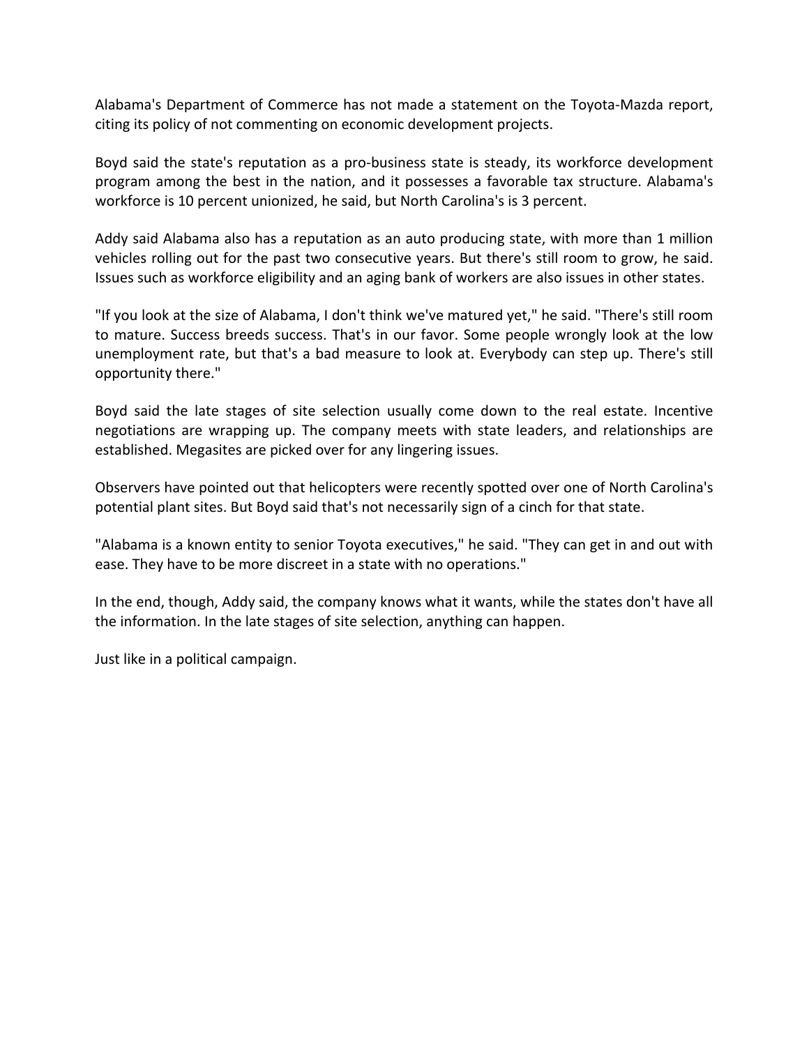Alabama's Department of Commerce has not made a statement on the Toyota-Mazda report, citing its policy of not commenting on economic development projects.

Boyd said the state's reputation as a pro-business state is steady, its workforce development program among the best in the nation, and it possesses a favorable tax structure. Alabama's workforce is 10 percent unionized, he said, but North Carolina's is 3 percent.

Addy said Alabama also has a reputation as an auto producing state, with more than 1 million vehicles rolling out for the past two consecutive years. But there's still room to grow, he said. Issues such as workforce eligibility and an aging bank of workers are also issues in other states.

"If you look at the size of Alabama, I don't think we've matured yet," he said. "There's still room to mature. Success breeds success. That's in our favor. Some people wrongly look at the low unemployment rate, but that's a bad measure to look at. Everybody can step up. There's still opportunity there."

Boyd said the late stages of site selection usually come down to the real estate. Incentive negotiations are wrapping up. The company meets with state leaders, and relationships are established. Megasites are picked over for any lingering issues.

Observers have pointed out that helicopters were recently spotted over one of North Carolina's potential plant sites. But Boyd said that's not necessarily sign of a cinch for that state.

"Alabama is a known entity to senior Toyota executives," he said. "They can get in and out with ease. They have to be more discreet in a state with no operations."

In the end, though, Addy said, the company knows what it wants, while the states don't have all the information. In the late stages of site selection, anything can happen.

Just like in a political campaign.